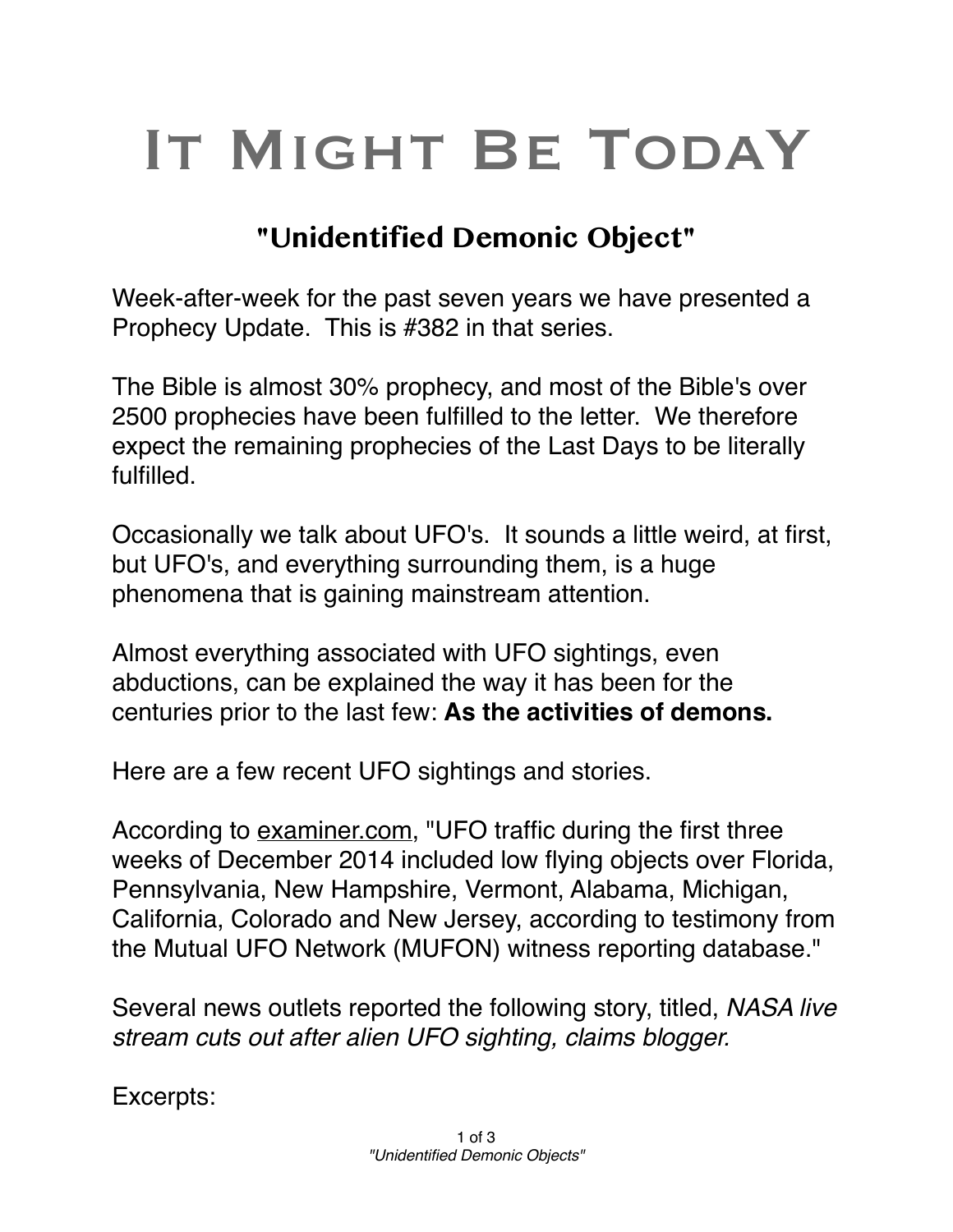# It Might Be Today

## "Unidentified Demonic Object"

Week-after-week for the past seven years we have presented a Prophecy Update. This is #382 in that series.

The Bible is almost 30% prophecy, and most of the Bible's over 2500 prophecies have been fulfilled to the letter. We therefore expect the remaining prophecies of the Last Days to be literally fulfilled.

Occasionally we talk about UFO's. It sounds a little weird, at first, but UFO's, and everything surrounding them, is a huge phenomena that is gaining mainstream attention.

Almost everything associated with UFO sightings, even abductions, can be explained the way it has been for the centuries prior to the last few: **As the activities of demons.**

Here are a few recent UFO sightings and stories.

According to examiner.com, "UFO traffic during the first three weeks of December 2014 included low flying objects over Florida, Pennsylvania, New Hampshire, Vermont, Alabama, Michigan, California, Colorado and New Jersey, according to testimony from the Mutual UFO Network (MUFON) witness reporting database."

Several news outlets reported the following story, titled, *NASA live stream cuts out after alien UFO sighting, claims blogger.*

Excerpts: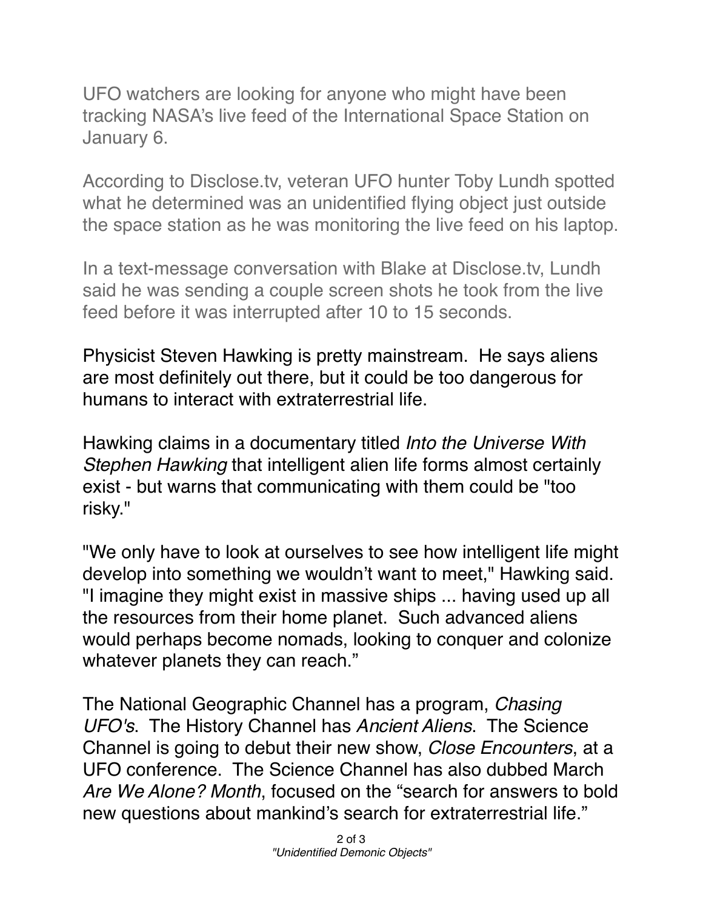UFO watchers are looking for anyone who might have been tracking NASA's live feed of the International Space Station on January 6.

According to Disclose.tv, veteran UFO hunter Toby Lundh spotted what he determined was an unidentified flying object just outside the space station as he was monitoring the live feed on his laptop.

In a text-message conversation with Blake at Disclose.tv, Lundh said he was sending a couple screen shots he took from the live feed before it was interrupted after 10 to 15 seconds.

Physicist Steven Hawking is pretty mainstream. He says aliens are most definitely out there, but it could be too dangerous for humans to interact with extraterrestrial life.

Hawking claims in a documentary titled *Into the Universe With Stephen Hawking* that intelligent alien life forms almost certainly exist - but warns that communicating with them could be "too risky."

"We only have to look at ourselves to see how intelligent life might develop into something we wouldn't want to meet," Hawking said. "I imagine they might exist in massive ships ... having used up all the resources from their home planet. Such advanced aliens would perhaps become nomads, looking to conquer and colonize whatever planets they can reach."

The National Geographic Channel has a program, *Chasing UFO's*. The History Channel has *Ancient Aliens*. The Science Channel is going to debut their new show, *Close Encounters*, at a UFO conference. The Science Channel has also dubbed March *Are We Alone? Month*, focused on the "search for answers to bold new questions about mankind's search for extraterrestrial life."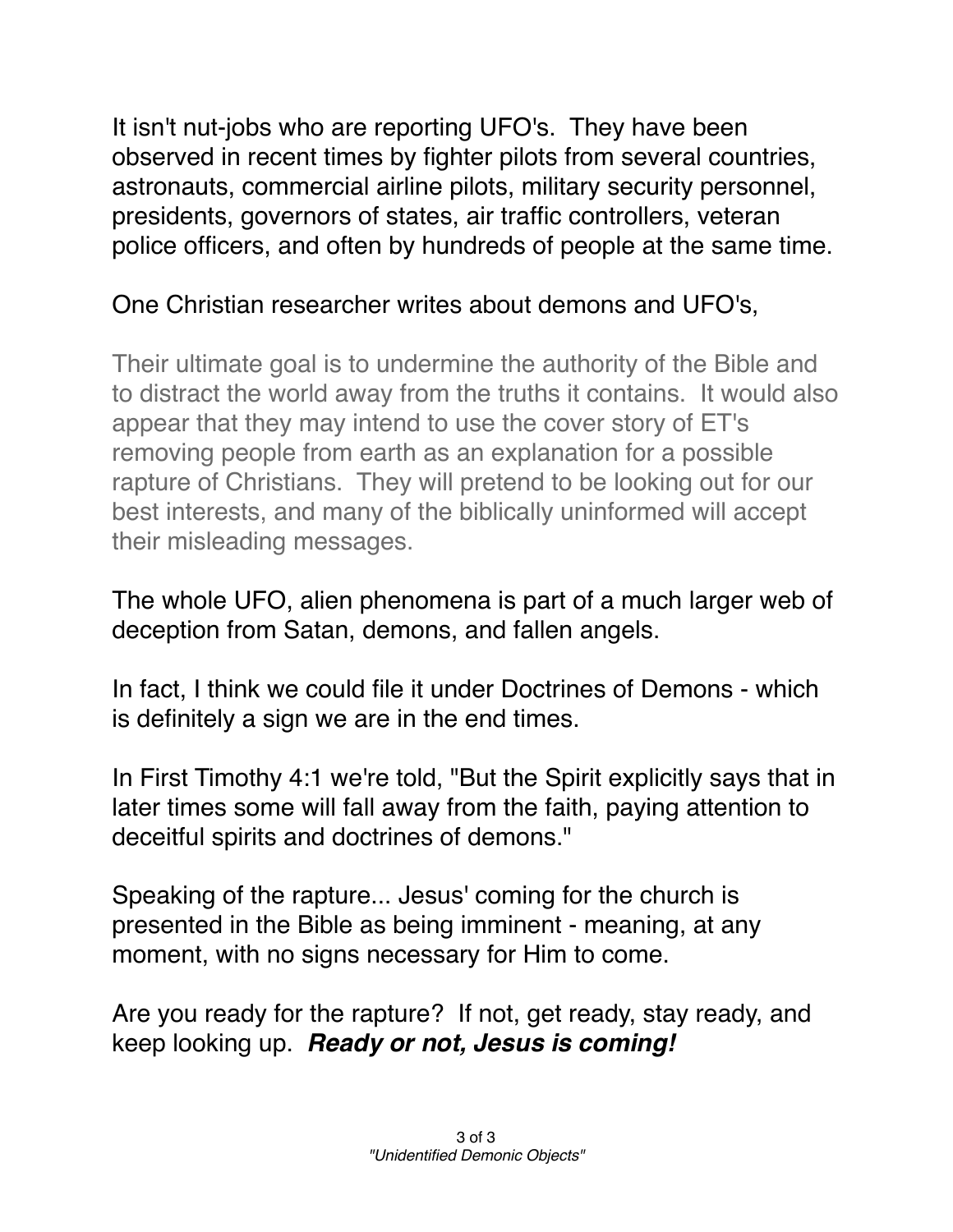It isn't nut-jobs who are reporting UFO's. They have been observed in recent times by fighter pilots from several countries, astronauts, commercial airline pilots, military security personnel, presidents, governors of states, air traffic controllers, veteran police officers, and often by hundreds of people at the same time.

One Christian researcher writes about demons and UFO's,

> Their ultimate goal is to undermine the authority of the Bible and to distract the world away from the truths it contains. It would also appear that they may intend to use the cover story of ET's removing people from earth as an explanation for a possible rapture of Christians. They will pretend to be looking out for our best interests, and many of the biblically uninformed will accept their misleading messages.

The whole UFO, alien phenomena is part of a much larger web of deception from Satan, demons, and fallen angels.

In fact, I think we could file it under Doctrines of Demons - which is definitely a sign we are in the end times.

In First Timothy 4:1 we're told, "But the Spirit explicitly says that in later times some will fall away from the faith, paying attention to deceitful spirits and doctrines of demons."

Speaking of the rapture... Jesus' coming for the church is presented in the Bible as being imminent - meaning, at any moment, with no signs necessary for Him to come.

Are you ready for the rapture? If not, get ready, stay ready, and keep looking up. ***Ready or not, Jesus is coming!***